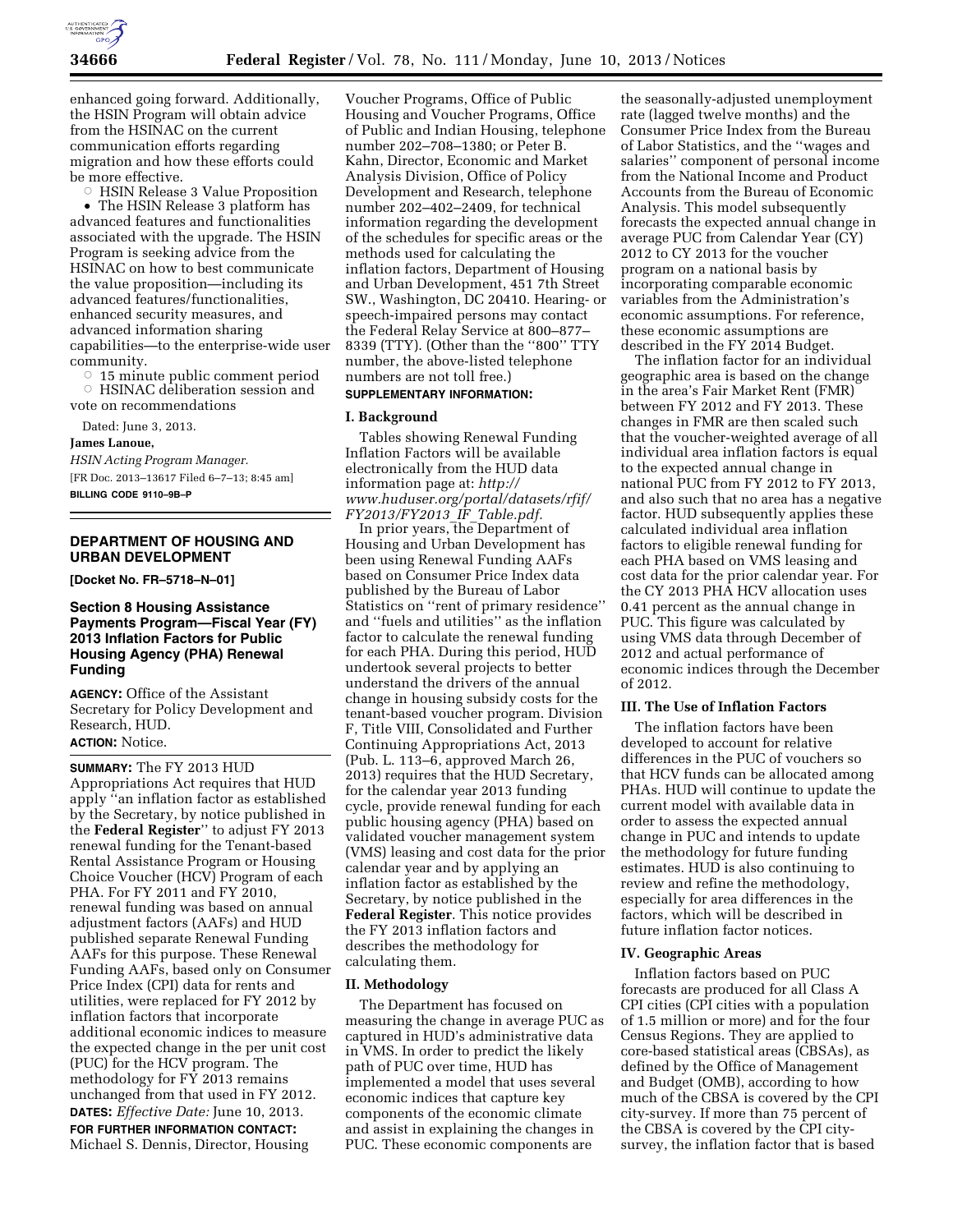enhanced going forward. Additionally, the HSIN Program will obtain advice from the HSINAC on the current communication efforts regarding migration and how these efforts could be more effective.

○ HSIN Release 3 Value Proposition

• The HSIN Release 3 platform has advanced features and functionalities associated with the upgrade. The HSIN Program is seeking advice from the HSINAC on how to best communicate the value proposition—including its advanced features/functionalities, enhanced security measures, and advanced information sharing capabilities—to the enterprise-wide user community.

○ 15 minute public comment period

○ HSINAC deliberation session and vote on recommendations

Dated: June 3, 2013.

**James Lanoue,**

*HSIN Acting Program Manager.*

[FR Doc. 2013–13617 Filed 6–7–13; 8:45 am]

**BILLING CODE 9110–9B–P**

---

## DEPARTMENT OF HOUSING AND URBAN DEVELOPMENT

**[Docket No. FR–5718–N–01]**

### Section 8 Housing Assistance Payments Program—Fiscal Year (FY) 2013 Inflation Factors for Public Housing Agency (PHA) Renewal Funding

**AGENCY:** Office of the Assistant Secretary for Policy Development and Research, HUD.

**ACTION:** Notice.

**SUMMARY:** The FY 2013 HUD Appropriations Act requires that HUD apply "an inflation factor as established by the Secretary, by notice published in the **Federal Register**" to adjust FY 2013 renewal funding for the Tenant-based Rental Assistance Program or Housing Choice Voucher (HCV) Program of each PHA. For FY 2011 and FY 2010, renewal funding was based on annual adjustment factors (AAFs) and HUD published separate Renewal Funding AAFs for this purpose. These Renewal Funding AAFs, based only on Consumer Price Index (CPI) data for rents and utilities, were replaced for FY 2012 by inflation factors that incorporate additional economic indices to measure the expected change in the per unit cost (PUC) for the HCV program. The methodology for FY 2013 remains unchanged from that used in FY 2012.

**DATES:** *Effective Date:* June 10, 2013.

**FOR FURTHER INFORMATION CONTACT:** Michael S. Dennis, Director, Housing Voucher Programs, Office of Public Housing and Voucher Programs, Office of Public and Indian Housing, telephone number 202–708–1380; or Peter B. Kahn, Director, Economic and Market Analysis Division, Office of Policy Development and Research, telephone number 202–402–2409, for technical information regarding the development of the schedules for specific areas or the methods used for calculating the inflation factors, Department of Housing and Urban Development, 451 7th Street SW., Washington, DC 20410. Hearing- or speech-impaired persons may contact the Federal Relay Service at 800–877–8339 (TTY). (Other than the "800" TTY number, the above-listed telephone numbers are not toll free.)

**SUPPLEMENTARY INFORMATION:**

#### I. Background

Tables showing Renewal Funding Inflation Factors will be available electronically from the HUD data information page at: *http://www.huduser.org/portal/datasets/rfif/FY2013/FY2013_IF_Table.pdf.*

In prior years, the Department of Housing and Urban Development has been using Renewal Funding AAFs based on Consumer Price Index data published by the Bureau of Labor Statistics on "rent of primary residence" and "fuels and utilities" as the inflation factor to calculate the renewal funding for each PHA. During this period, HUD undertook several projects to better understand the drivers of the annual change in housing subsidy costs for the tenant-based voucher program. Division F, Title VIII, Consolidated and Further Continuing Appropriations Act, 2013 (Pub. L. 113–6, approved March 26, 2013) requires that the HUD Secretary, for the calendar year 2013 funding cycle, provide renewal funding for each public housing agency (PHA) based on validated voucher management system (VMS) leasing and cost data for the prior calendar year and by applying an inflation factor as established by the Secretary, by notice published in the **Federal Register**. This notice provides the FY 2013 inflation factors and describes the methodology for calculating them.

#### II. Methodology

The Department has focused on measuring the change in average PUC as captured in HUD's administrative data in VMS. In order to predict the likely path of PUC over time, HUD has implemented a model that uses several economic indices that capture key components of the economic climate and assist in explaining the changes in PUC. These economic components are the seasonally-adjusted unemployment rate (lagged twelve months) and the Consumer Price Index from the Bureau of Labor Statistics, and the "wages and salaries" component of personal income from the National Income and Product Accounts from the Bureau of Economic Analysis. This model subsequently forecasts the expected annual change in average PUC from Calendar Year (CY) 2012 to CY 2013 for the voucher program on a national basis by incorporating comparable economic variables from the Administration's economic assumptions. For reference, these economic assumptions are described in the FY 2014 Budget.

The inflation factor for an individual geographic area is based on the change in the area's Fair Market Rent (FMR) between FY 2012 and FY 2013. These changes in FMR are then scaled such that the voucher-weighted average of all individual area inflation factors is equal to the expected annual change in national PUC from FY 2012 to FY 2013, and also such that no area has a negative factor. HUD subsequently applies these calculated individual area inflation factors to eligible renewal funding for each PHA based on VMS leasing and cost data for the prior calendar year. For the CY 2013 PHA HCV allocation uses 0.41 percent as the annual change in PUC. This figure was calculated by using VMS data through December of 2012 and actual performance of economic indices through the December of 2012.

#### III. The Use of Inflation Factors

The inflation factors have been developed to account for relative differences in the PUC of vouchers so that HCV funds can be allocated among PHAs. HUD will continue to update the current model with available data in order to assess the expected annual change in PUC and intends to update the methodology for future funding estimates. HUD is also continuing to review and refine the methodology, especially for area differences in the factors, which will be described in future inflation factor notices.

#### IV. Geographic Areas

Inflation factors based on PUC forecasts are produced for all Class A CPI cities (CPI cities with a population of 1.5 million or more) and for the four Census Regions. They are applied to core-based statistical areas (CBSAs), as defined by the Office of Management and Budget (OMB), according to how much of the CBSA is covered by the CPI city-survey. If more than 75 percent of the CBSA is covered by the CPI city-survey, the inflation factor that is based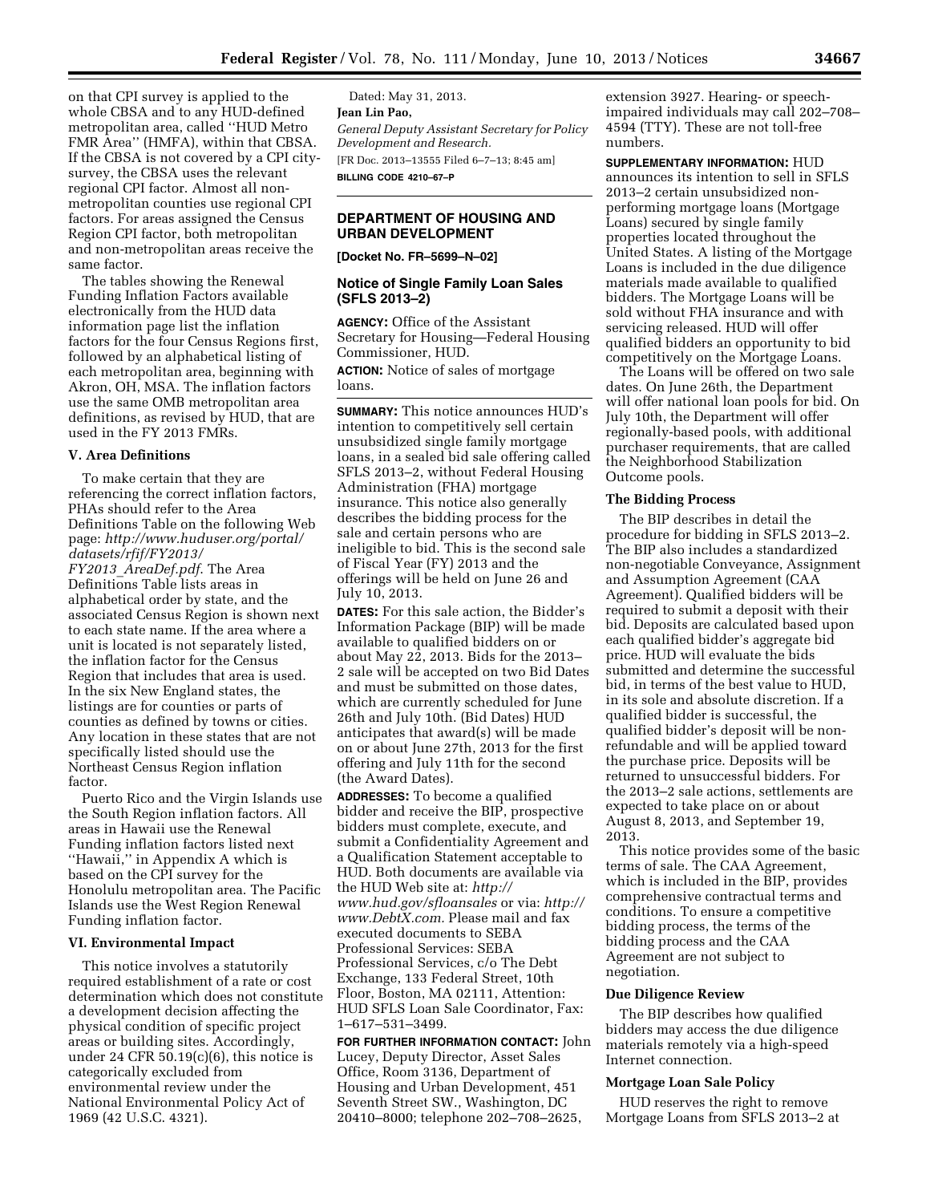on that CPI survey is applied to the whole CBSA and to any HUD-defined metropolitan area, called ''HUD Metro FMR Area'' (HMFA), within that CBSA. If the CBSA is not covered by a CPI city-survey, the CBSA uses the relevant regional CPI factor. Almost all non-metropolitan counties use regional CPI factors. For areas assigned the Census Region CPI factor, both metropolitan and non-metropolitan areas receive the same factor.

The tables showing the Renewal Funding Inflation Factors available electronically from the HUD data information page list the inflation factors for the four Census Regions first, followed by an alphabetical listing of each metropolitan area, beginning with Akron, OH, MSA. The inflation factors use the same OMB metropolitan area definitions, as revised by HUD, that are used in the FY 2013 FMRs.

### V. Area Definitions

To make certain that they are referencing the correct inflation factors, PHAs should refer to the Area Definitions Table on the following Web page: *http://www.huduser.org/portal/datasets/rfif/FY2013/FY2013_AreaDef.pdf*. The Area Definitions Table lists areas in alphabetical order by state, and the associated Census Region is shown next to each state name. If the area where a unit is located is not separately listed, the inflation factor for the Census Region that includes that area is used. In the six New England states, the listings are for counties or parts of counties as defined by towns or cities. Any location in these states that are not specifically listed should use the Northeast Census Region inflation factor.

Puerto Rico and the Virgin Islands use the South Region inflation factors. All areas in Hawaii use the Renewal Funding inflation factors listed next ''Hawaii,'' in Appendix A which is based on the CPI survey for the Honolulu metropolitan area. The Pacific Islands use the West Region Renewal Funding inflation factor.

### VI. Environmental Impact

This notice involves a statutorily required establishment of a rate or cost determination which does not constitute a development decision affecting the physical condition of specific project areas or building sites. Accordingly, under 24 CFR 50.19(c)(6), this notice is categorically excluded from environmental review under the National Environmental Policy Act of 1969 (42 U.S.C. 4321).

Dated: May 31, 2013.

**Jean Lin Pao,**

*General Deputy Assistant Secretary for Policy Development and Research.*

[FR Doc. 2013–13555 Filed 6–7–13; 8:45 am]

**BILLING CODE 4210–67–P**

## DEPARTMENT OF HOUSING AND URBAN DEVELOPMENT

**[Docket No. FR–5699–N–02]**

## Notice of Single Family Loan Sales (SFLS 2013–2)

**AGENCY:** Office of the Assistant Secretary for Housing—Federal Housing Commissioner, HUD.

**ACTION:** Notice of sales of mortgage loans.

**SUMMARY:** This notice announces HUD's intention to competitively sell certain unsubsidized single family mortgage loans, in a sealed bid sale offering called SFLS 2013–2, without Federal Housing Administration (FHA) mortgage insurance. This notice also generally describes the bidding process for the sale and certain persons who are ineligible to bid. This is the second sale of Fiscal Year (FY) 2013 and the offerings will be held on June 26 and July 10, 2013.

**DATES:** For this sale action, the Bidder's Information Package (BIP) will be made available to qualified bidders on or about May 22, 2013. Bids for the 2013–2 sale will be accepted on two Bid Dates and must be submitted on those dates, which are currently scheduled for June 26th and July 10th. (Bid Dates) HUD anticipates that award(s) will be made on or about June 27th, 2013 for the first offering and July 11th for the second (the Award Dates).

**ADDRESSES:** To become a qualified bidder and receive the BIP, prospective bidders must complete, execute, and submit a Confidentiality Agreement and a Qualification Statement acceptable to HUD. Both documents are available via the HUD Web site at: *http://www.hud.gov/sfloansales* or via: *http://www.DebtX.com.* Please mail and fax executed documents to SEBA Professional Services: SEBA Professional Services, c/o The Debt Exchange, 133 Federal Street, 10th Floor, Boston, MA 02111, Attention: HUD SFLS Loan Sale Coordinator, Fax: 1–617–531–3499.

**FOR FURTHER INFORMATION CONTACT:** John Lucey, Deputy Director, Asset Sales Office, Room 3136, Department of Housing and Urban Development, 451 Seventh Street SW., Washington, DC 20410–8000; telephone 202–708–2625, extension 3927. Hearing- or speech-impaired individuals may call 202–708–4594 (TTY). These are not toll-free numbers.

**SUPPLEMENTARY INFORMATION:** HUD announces its intention to sell in SFLS 2013–2 certain unsubsidized non-performing mortgage loans (Mortgage Loans) secured by single family properties located throughout the United States. A listing of the Mortgage Loans is included in the due diligence materials made available to qualified bidders. The Mortgage Loans will be sold without FHA insurance and with servicing released. HUD will offer qualified bidders an opportunity to bid competitively on the Mortgage Loans.

The Loans will be offered on two sale dates. On June 26th, the Department will offer national loan pools for bid. On July 10th, the Department will offer regionally-based pools, with additional purchaser requirements, that are called the Neighborhood Stabilization Outcome pools.

### The Bidding Process

The BIP describes in detail the procedure for bidding in SFLS 2013–2. The BIP also includes a standardized non-negotiable Conveyance, Assignment and Assumption Agreement (CAA Agreement). Qualified bidders will be required to submit a deposit with their bid. Deposits are calculated based upon each qualified bidder's aggregate bid price. HUD will evaluate the bids submitted and determine the successful bid, in terms of the best value to HUD, in its sole and absolute discretion. If a qualified bidder is successful, the qualified bidder's deposit will be non-refundable and will be applied toward the purchase price. Deposits will be returned to unsuccessful bidders. For the 2013–2 sale actions, settlements are expected to take place on or about August 8, 2013, and September 19, 2013.

This notice provides some of the basic terms of sale. The CAA Agreement, which is included in the BIP, provides comprehensive contractual terms and conditions. To ensure a competitive bidding process, the terms of the bidding process and the CAA Agreement are not subject to negotiation.

### Due Diligence Review

The BIP describes how qualified bidders may access the due diligence materials remotely via a high-speed Internet connection.

### Mortgage Loan Sale Policy

HUD reserves the right to remove Mortgage Loans from SFLS 2013–2 at